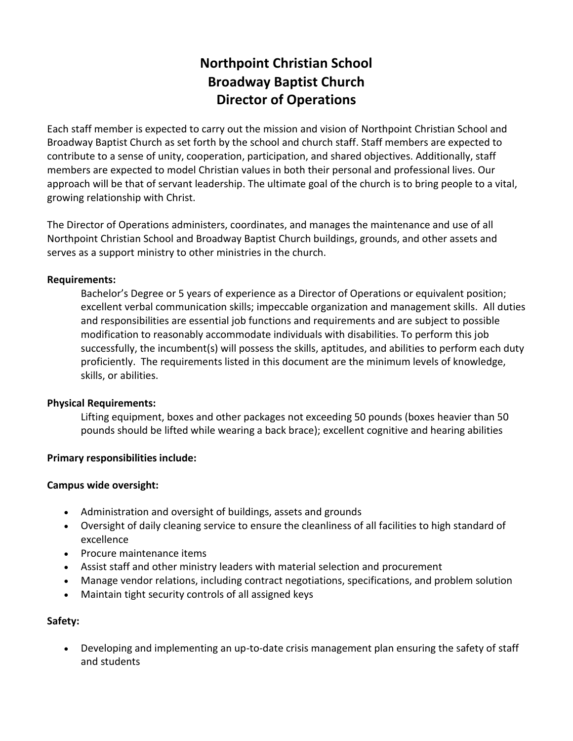# Northpoint Christian School
# Broadway Baptist Church
# Director of Operations

Each staff member is expected to carry out the mission and vision of Northpoint Christian School and Broadway Baptist Church as set forth by the school and church staff. Staff members are expected to contribute to a sense of unity, cooperation, participation, and shared objectives. Additionally, staff members are expected to model Christian values in both their personal and professional lives. Our approach will be that of servant leadership. The ultimate goal of the church is to bring people to a vital, growing relationship with Christ.

The Director of Operations administers, coordinates, and manages the maintenance and use of all Northpoint Christian School and Broadway Baptist Church buildings, grounds, and other assets and serves as a support ministry to other ministries in the church.

**Requirements:**

Bachelor's Degree or 5 years of experience as a Director of Operations or equivalent position; excellent verbal communication skills; impeccable organization and management skills. All duties and responsibilities are essential job functions and requirements and are subject to possible modification to reasonably accommodate individuals with disabilities. To perform this job successfully, the incumbent(s) will possess the skills, aptitudes, and abilities to perform each duty proficiently. The requirements listed in this document are the minimum levels of knowledge, skills, or abilities.

**Physical Requirements:**

Lifting equipment, boxes and other packages not exceeding 50 pounds (boxes heavier than 50 pounds should be lifted while wearing a back brace); excellent cognitive and hearing abilities

**Primary responsibilities include:**

**Campus wide oversight:**

- Administration and oversight of buildings, assets and grounds
- Oversight of daily cleaning service to ensure the cleanliness of all facilities to high standard of excellence
- Procure maintenance items
- Assist staff and other ministry leaders with material selection and procurement
- Manage vendor relations, including contract negotiations, specifications, and problem solution
- Maintain tight security controls of all assigned keys

**Safety:**

- Developing and implementing an up-to-date crisis management plan ensuring the safety of staff and students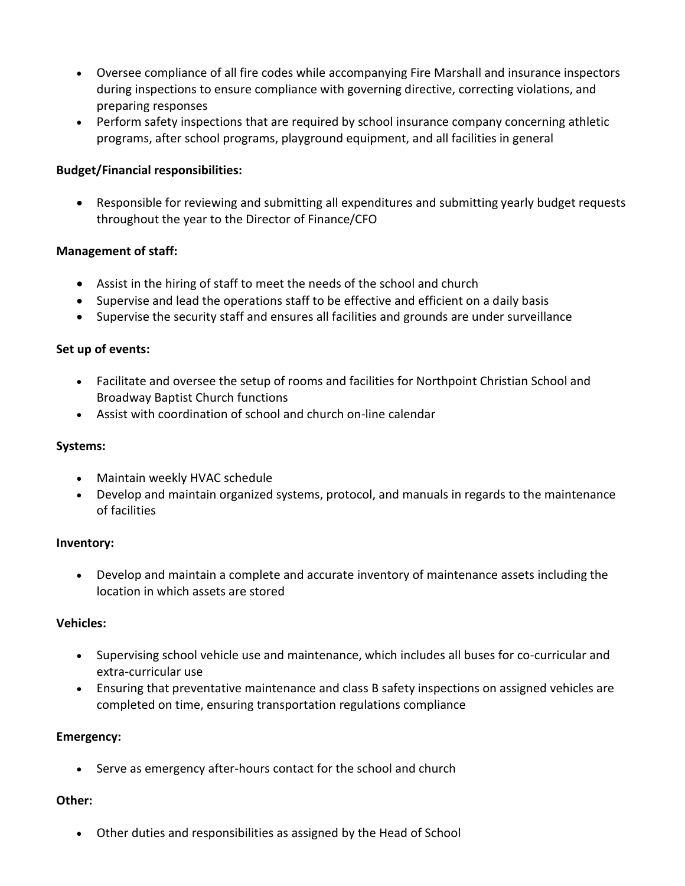- Oversee compliance of all fire codes while accompanying Fire Marshall and insurance inspectors during inspections to ensure compliance with governing directive, correcting violations, and preparing responses
- Perform safety inspections that are required by school insurance company concerning athletic programs, after school programs, playground equipment, and all facilities in general

**Budget/Financial responsibilities:**

- Responsible for reviewing and submitting all expenditures and submitting yearly budget requests throughout the year to the Director of Finance/CFO

**Management of staff:**

- Assist in the hiring of staff to meet the needs of the school and church
- Supervise and lead the operations staff to be effective and efficient on a daily basis
- Supervise the security staff and ensures all facilities and grounds are under surveillance

**Set up of events:**

- Facilitate and oversee the setup of rooms and facilities for Northpoint Christian School and Broadway Baptist Church functions
- Assist with coordination of school and church on-line calendar

**Systems:**

- Maintain weekly HVAC schedule
- Develop and maintain organized systems, protocol, and manuals in regards to the maintenance of facilities

**Inventory:**

- Develop and maintain a complete and accurate inventory of maintenance assets including the location in which assets are stored

**Vehicles:**

- Supervising school vehicle use and maintenance, which includes all buses for co-curricular and extra-curricular use
- Ensuring that preventative maintenance and class B safety inspections on assigned vehicles are completed on time, ensuring transportation regulations compliance

**Emergency:**

- Serve as emergency after-hours contact for the school and church

**Other:**

- Other duties and responsibilities as assigned by the Head of School